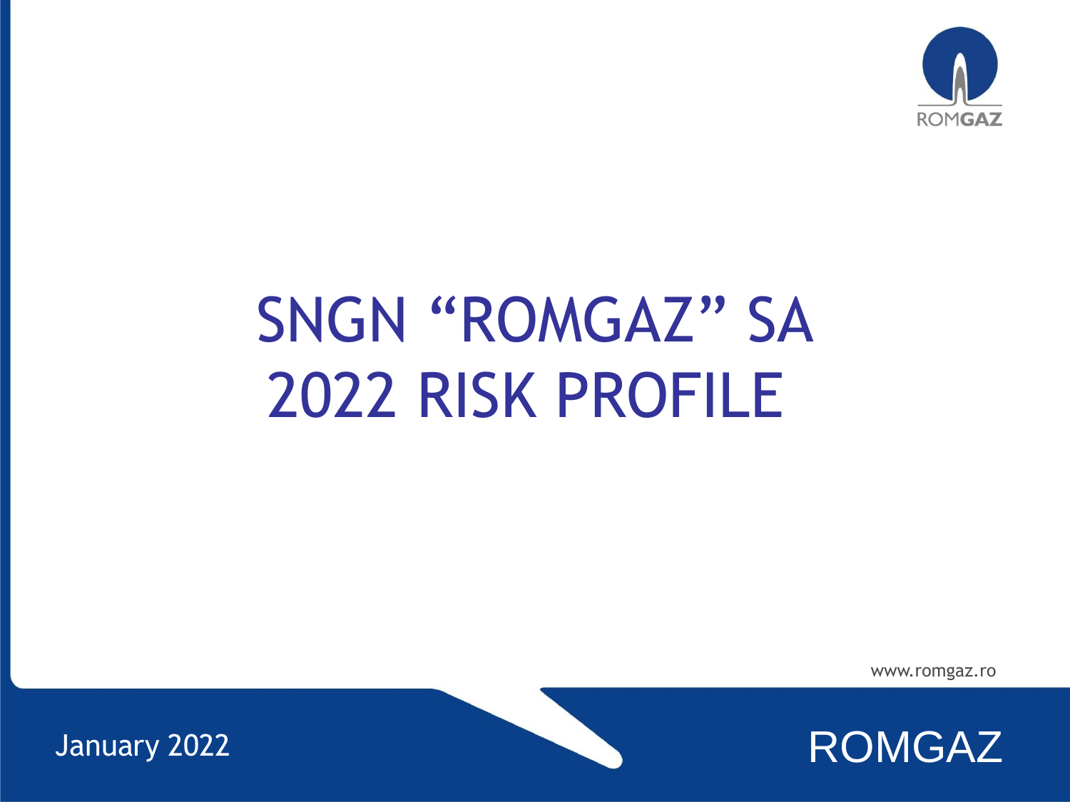# SNGN "ROMGAZ" SA
# 2022 RISK PROFILE

www.romgaz.ro

January 2022

ROMGAZ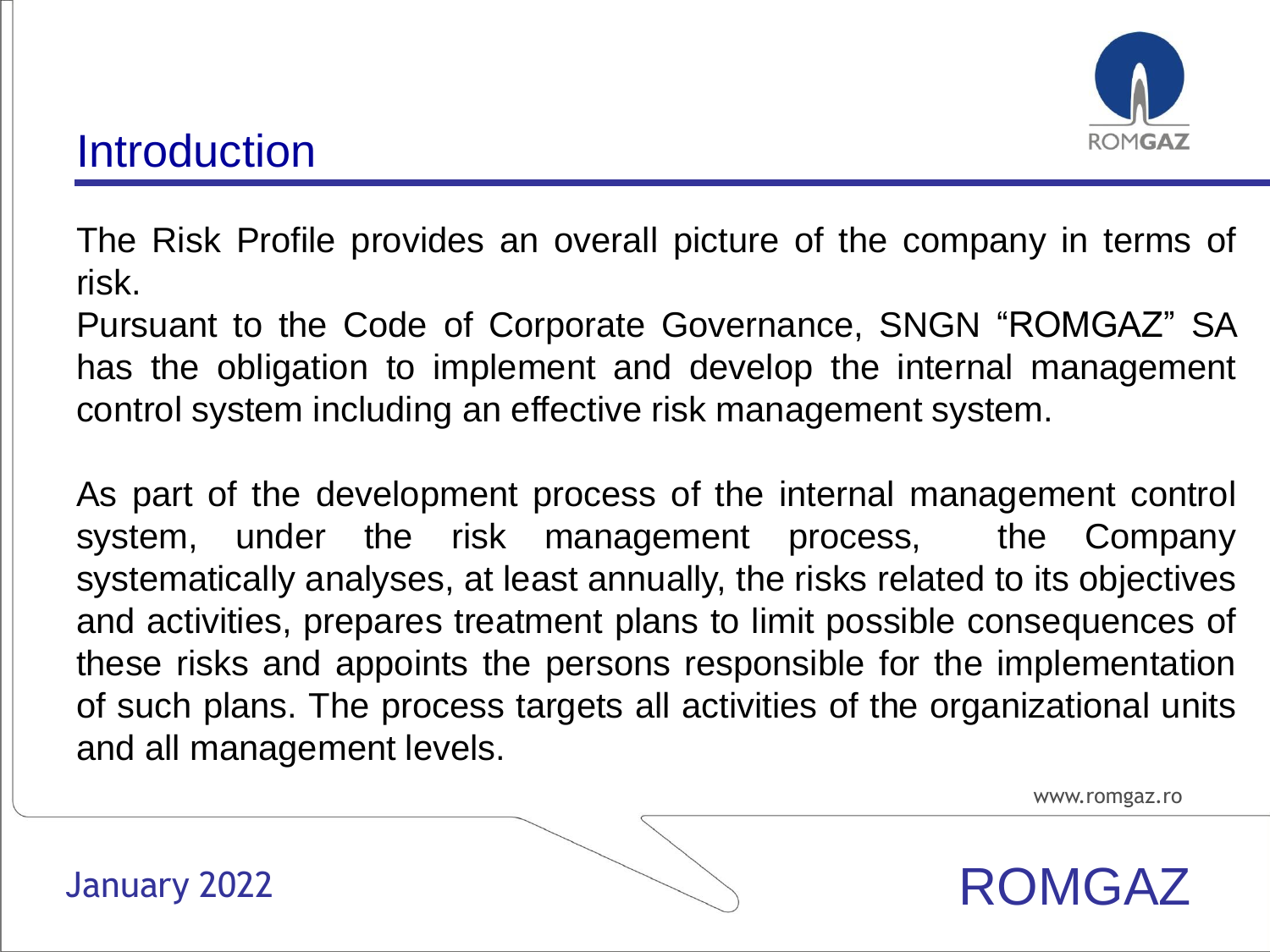# Introduction

The Risk Profile provides an overall picture of the company in terms of risk.
Pursuant to the Code of Corporate Governance, SNGN "ROMGAZ" SA has the obligation to implement and develop the internal management control system including an effective risk management system.

As part of the development process of the internal management control system, under the risk management process, the Company systematically analyses, at least annually, the risks related to its objectives and activities, prepares treatment plans to limit possible consequences of these risks and appoints the persons responsible for the implementation of such plans. The process targets all activities of the organizational units and all management levels.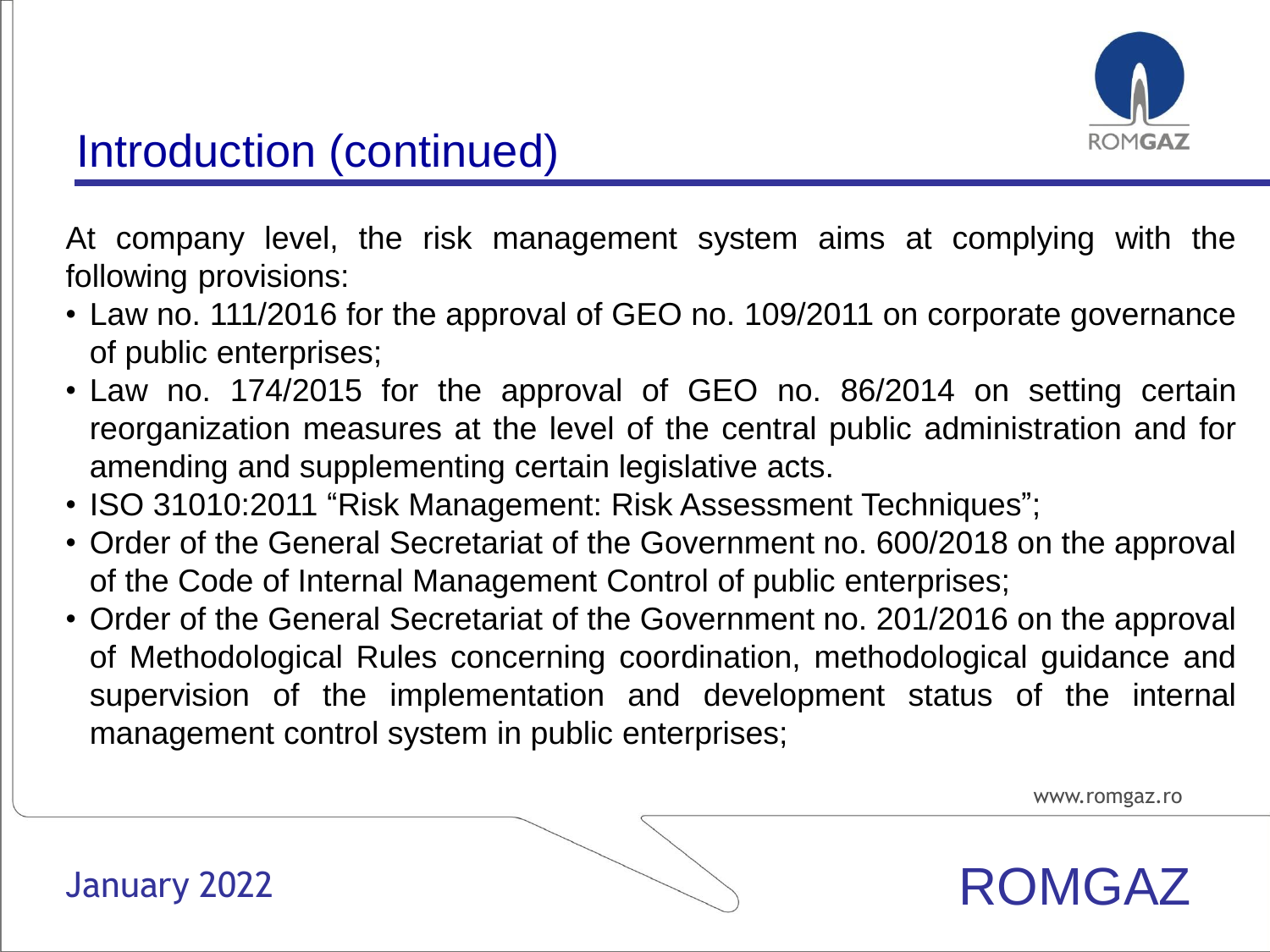# Introduction (continued)

At company level, the risk management system aims at complying with the following provisions:

- Law no. 111/2016 for the approval of GEO no. 109/2011 on corporate governance of public enterprises;
- Law no. 174/2015 for the approval of GEO no. 86/2014 on setting certain reorganization measures at the level of the central public administration and for amending and supplementing certain legislative acts.
- ISO 31010:2011 "Risk Management: Risk Assessment Techniques";
- Order of the General Secretariat of the Government no. 600/2018 on the approval of the Code of Internal Management Control of public enterprises;
- Order of the General Secretariat of the Government no. 201/2016 on the approval of Methodological Rules concerning coordination, methodological guidance and supervision of the implementation and development status of the internal management control system in public enterprises;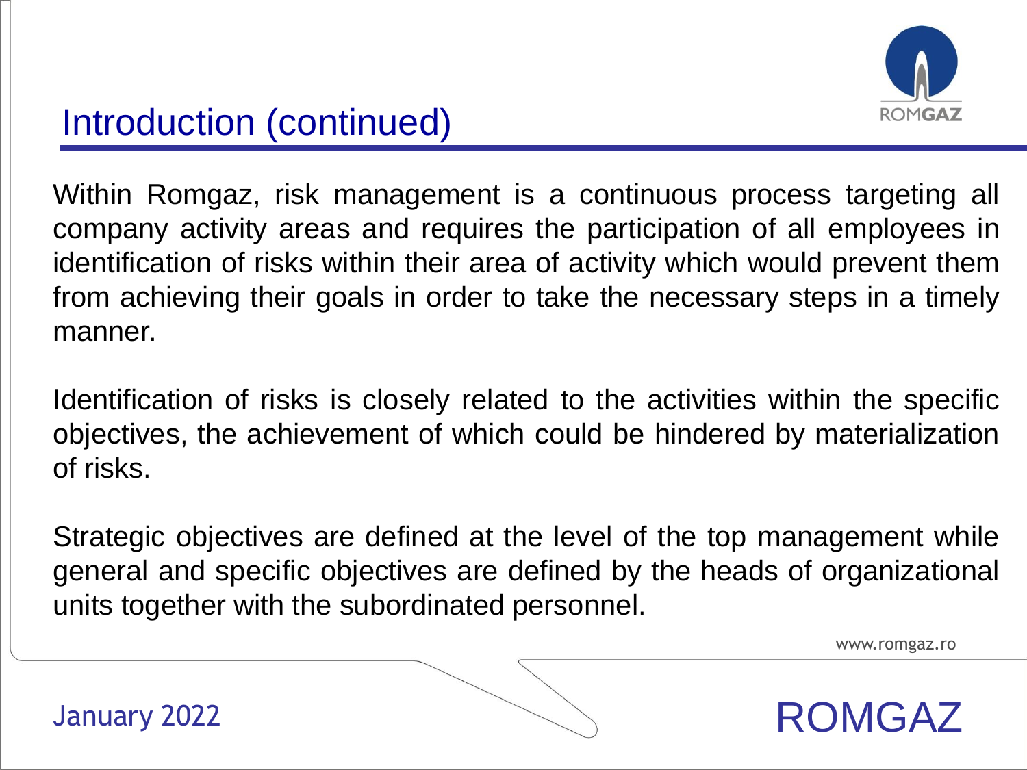# Introduction (continued)

Within Romgaz, risk management is a continuous process targeting all company activity areas and requires the participation of all employees in identification of risks within their area of activity which would prevent them from achieving their goals in order to take the necessary steps in a timely manner.

Identification of risks is closely related to the activities within the specific objectives, the achievement of which could be hindered by materialization of risks.

Strategic objectives are defined at the level of the top management while general and specific objectives are defined by the heads of organizational units together with the subordinated personnel.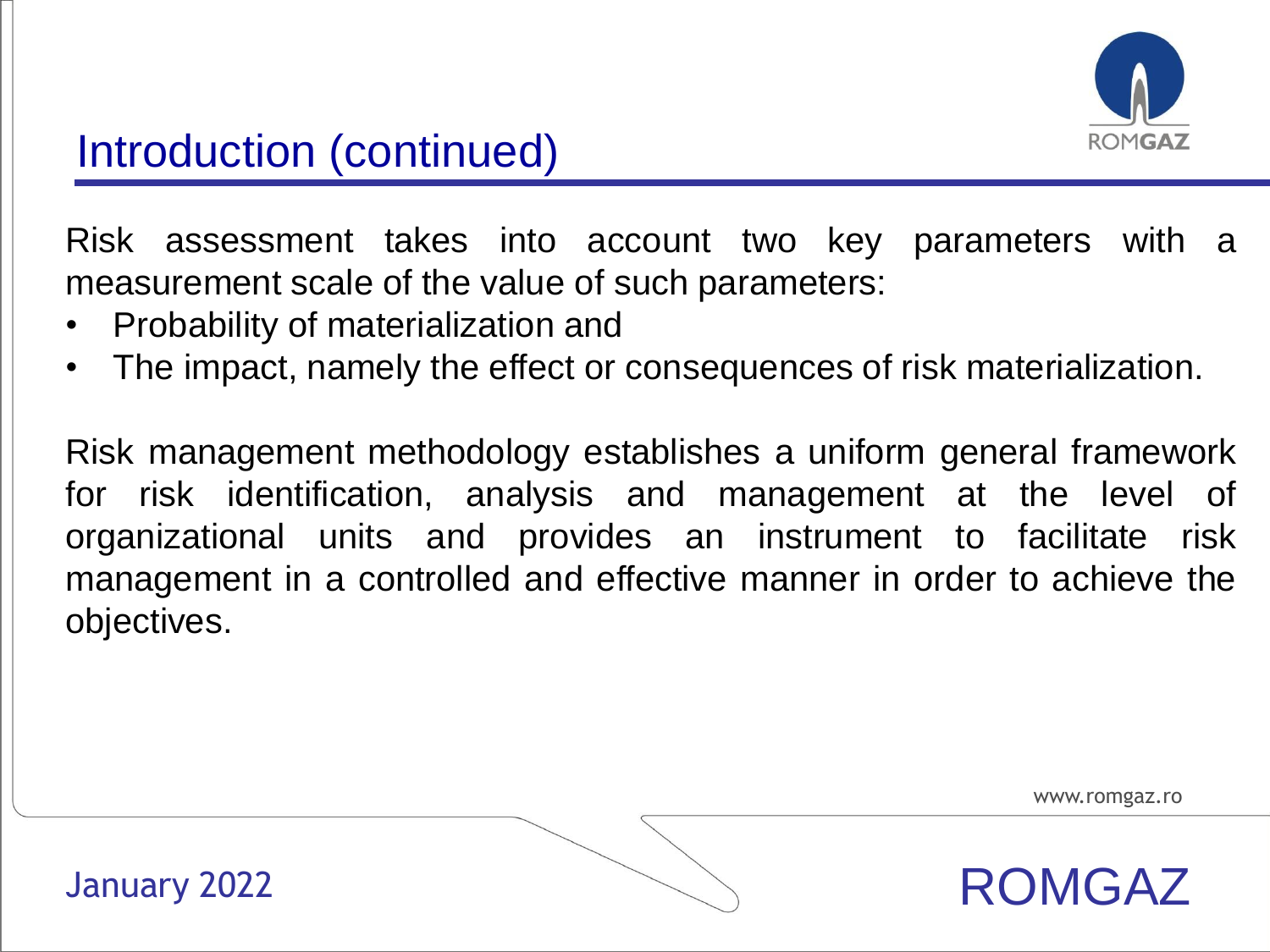## Introduction (continued)

Risk assessment takes into account two key parameters with a measurement scale of the value of such parameters:

- Probability of materialization and
- The impact, namely the effect or consequences of risk materialization.

Risk management methodology establishes a uniform general framework for risk identification, analysis and management at the level of organizational units and provides an instrument to facilitate risk management in a controlled and effective manner in order to achieve the objectives.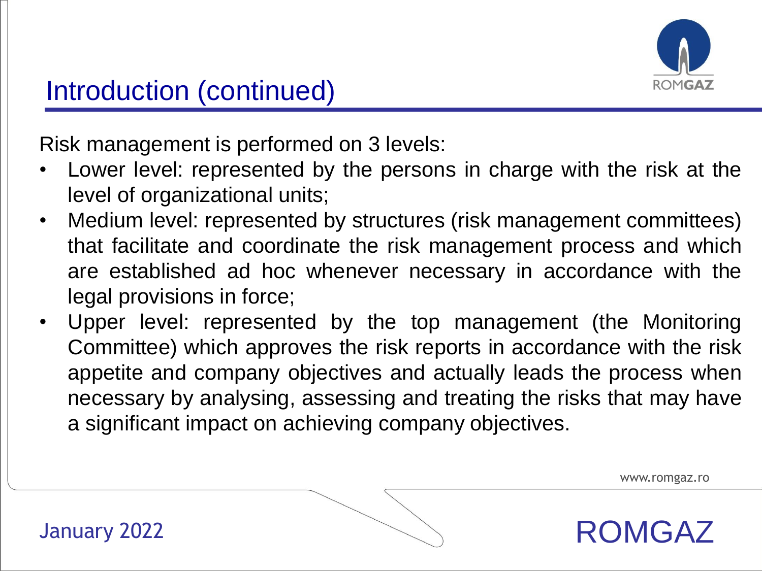## Introduction (continued)

Risk management is performed on 3 levels:

- Lower level: represented by the persons in charge with the risk at the level of organizational units;
- Medium level: represented by structures (risk management committees) that facilitate and coordinate the risk management process and which are established ad hoc whenever necessary in accordance with the legal provisions in force;
- Upper level: represented by the top management (the Monitoring Committee) which approves the risk reports in accordance with the risk appetite and company objectives and actually leads the process when necessary by analysing, assessing and treating the risks that may have a significant impact on achieving company objectives.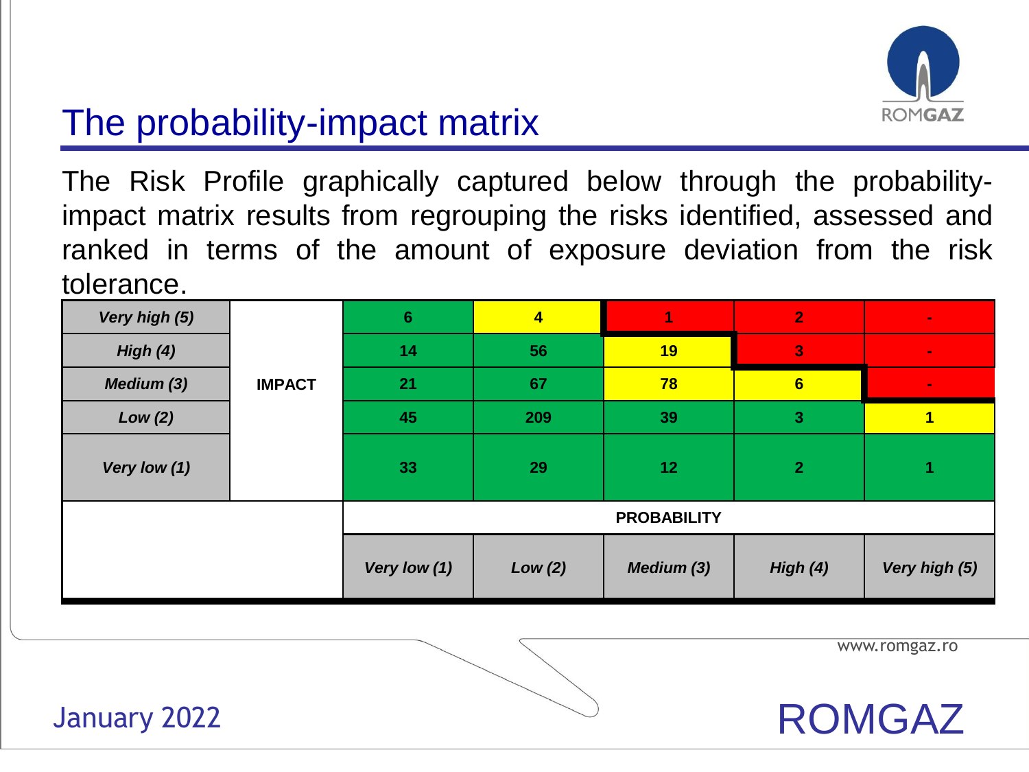# The probability-impact matrix

The Risk Profile graphically captured below through the probability-impact matrix results from regrouping the risks identified, assessed and ranked in terms of the amount of exposure deviation from the risk tolerance.

| IMPACT | | | | | | |
|---|---|---|---|---|---|---|
| *Very high (5)* | | 6 | 4 | 1 | 2 | - |
| *High (4)* | | 14 | 56 | 19 | 3 | - |
| *Medium (3)* | IMPACT | 21 | 67 | 78 | 6 | - |
| *Low (2)* | | 45 | 209 | 39 | 3 | 1 |
| *Very low (1)* | | 33 | 29 | 12 | 2 | 1 |
| | | **PROBABILITY** | | | | |
| | | *Very low (1)* | *Low (2)* | *Medium (3)* | *High (4)* | *Very high (5)* |

January 2022

ROMGAZ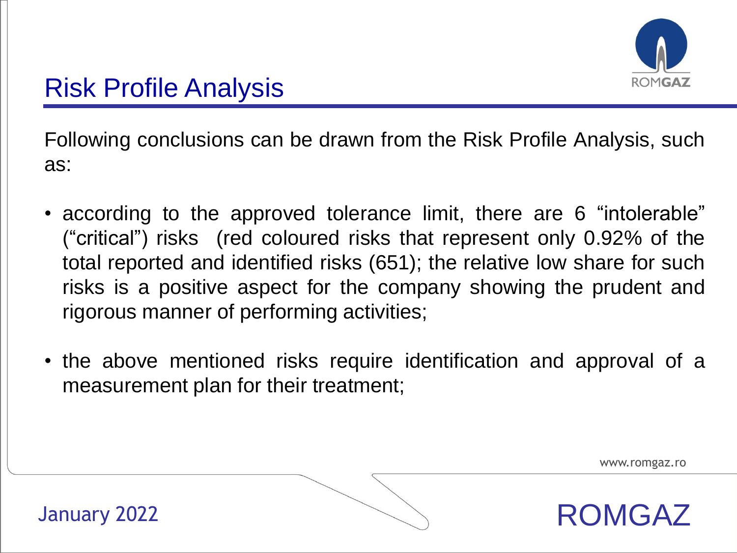# Risk Profile Analysis

Following conclusions can be drawn from the Risk Profile Analysis, such as:

- according to the approved tolerance limit, there are 6 "intolerable" ("critical") risks (red coloured risks that represent only 0.92% of the total reported and identified risks (651); the relative low share for such risks is a positive aspect for the company showing the prudent and rigorous manner of performing activities;

- the above mentioned risks require identification and approval of a measurement plan for their treatment;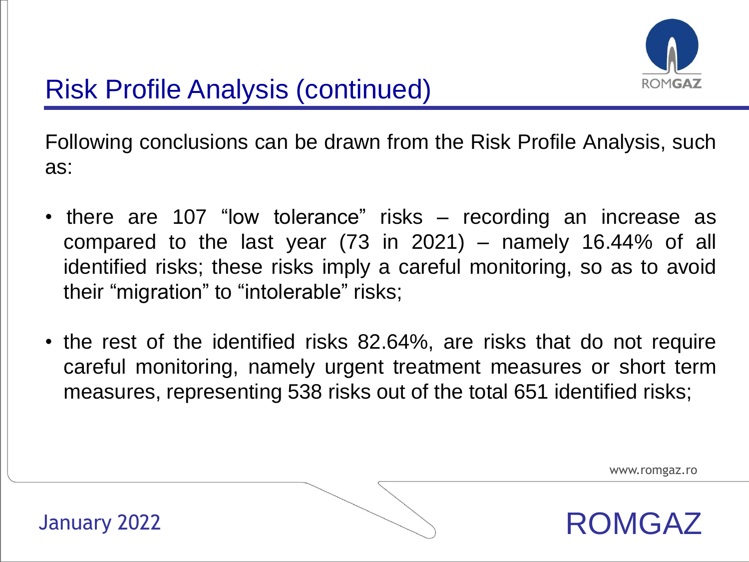# Risk Profile Analysis (continued)

Following conclusions can be drawn from the Risk Profile Analysis, such as:

- there are 107 "low tolerance" risks – recording an increase as compared to the last year (73 in 2021) – namely 16.44% of all identified risks; these risks imply a careful monitoring, so as to avoid their "migration" to "intolerable" risks;
- the rest of the identified risks 82.64%, are risks that do not require careful monitoring, namely urgent treatment measures or short term measures, representing 538 risks out of the total 651 identified risks;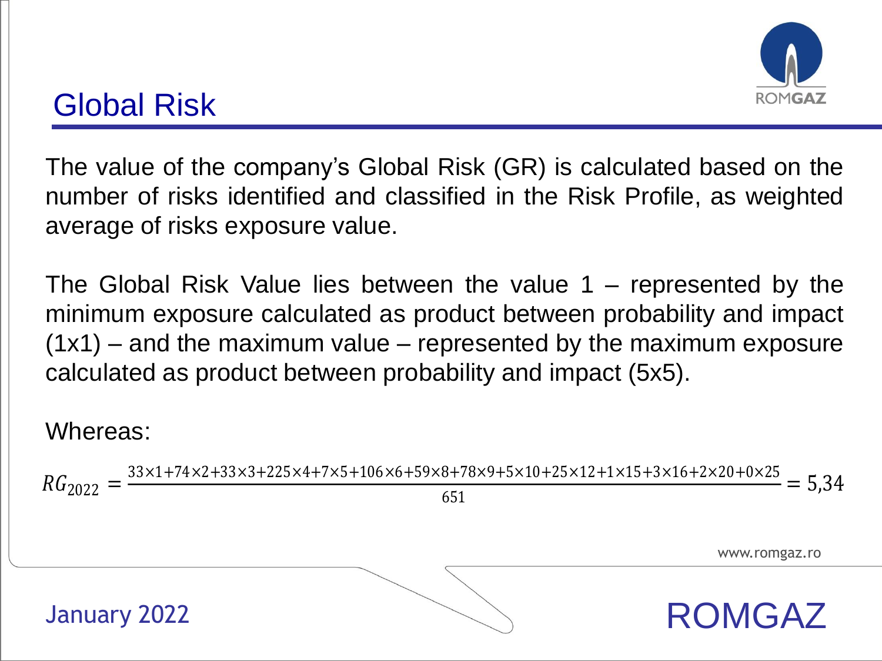# Global Risk

The value of the company's Global Risk (GR) is calculated based on the number of risks identified and classified in the Risk Profile, as weighted average of risks exposure value.

The Global Risk Value lies between the value 1 – represented by the minimum exposure calculated as product between probability and impact (1x1) – and the maximum value – represented by the maximum exposure calculated as product between probability and impact (5x5).

Whereas:

$$RG_{2022} = \frac{33\times1+74\times2+33\times3+225\times4+7\times5+106\times6+59\times8+78\times9+5\times10+25\times12+1\times15+3\times16+2\times20+0\times25}{651} = 5{,}34$$

January 2022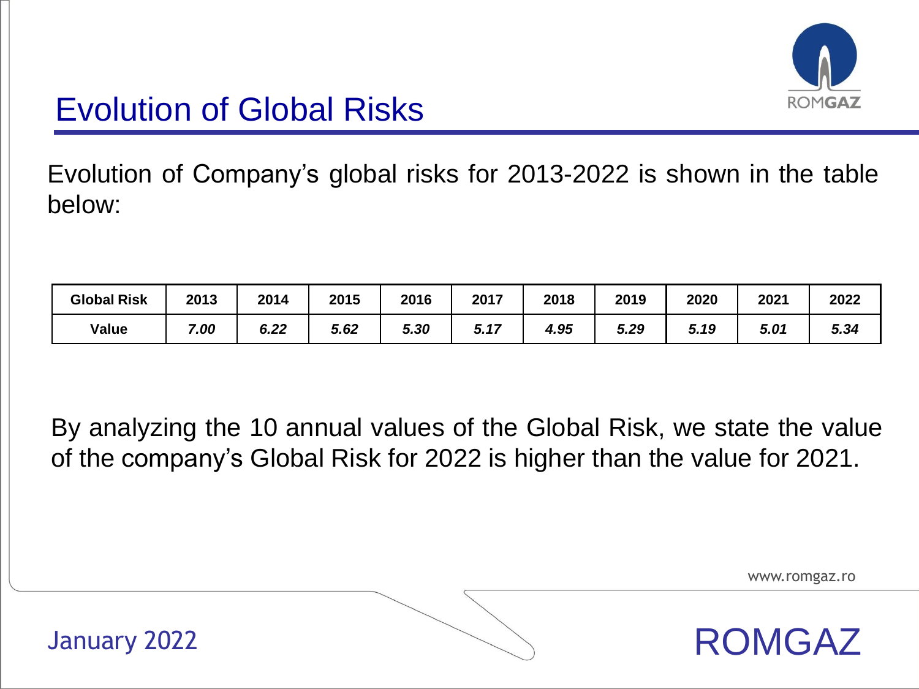# Evolution of Global Risks

Evolution of Company's global risks for 2013-2022 is shown in the table below:

| Global Risk | 2013 | 2014 | 2015 | 2016 | 2017 | 2018 | 2019 | 2020 | 2021 | 2022 |
|---|---|---|---|---|---|---|---|---|---|---|
| Value | *7.00* | *6.22* | *5.62* | *5.30* | *5.17* | *4.95* | *5.29* | *5.19* | *5.01* | *5.34* |

By analyzing the 10 annual values of the Global Risk, we state the value of the company's Global Risk for 2022 is higher than the value for 2021.

January 2022

ROMGAZ

www.romgaz.ro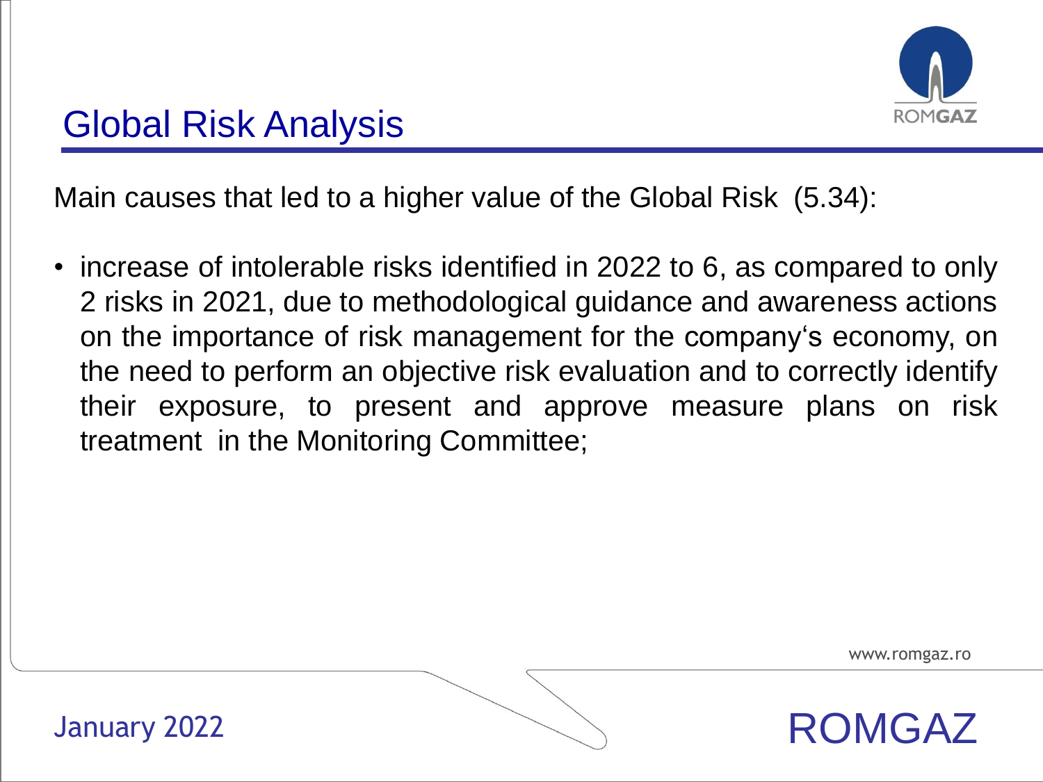# Global Risk Analysis

Main causes that led to a higher value of the Global Risk (5.34):

- increase of intolerable risks identified in 2022 to 6, as compared to only 2 risks in 2021, due to methodological guidance and awareness actions on the importance of risk management for the company's economy, on the need to perform an objective risk evaluation and to correctly identify their exposure, to present and approve measure plans on risk treatment in the Monitoring Committee;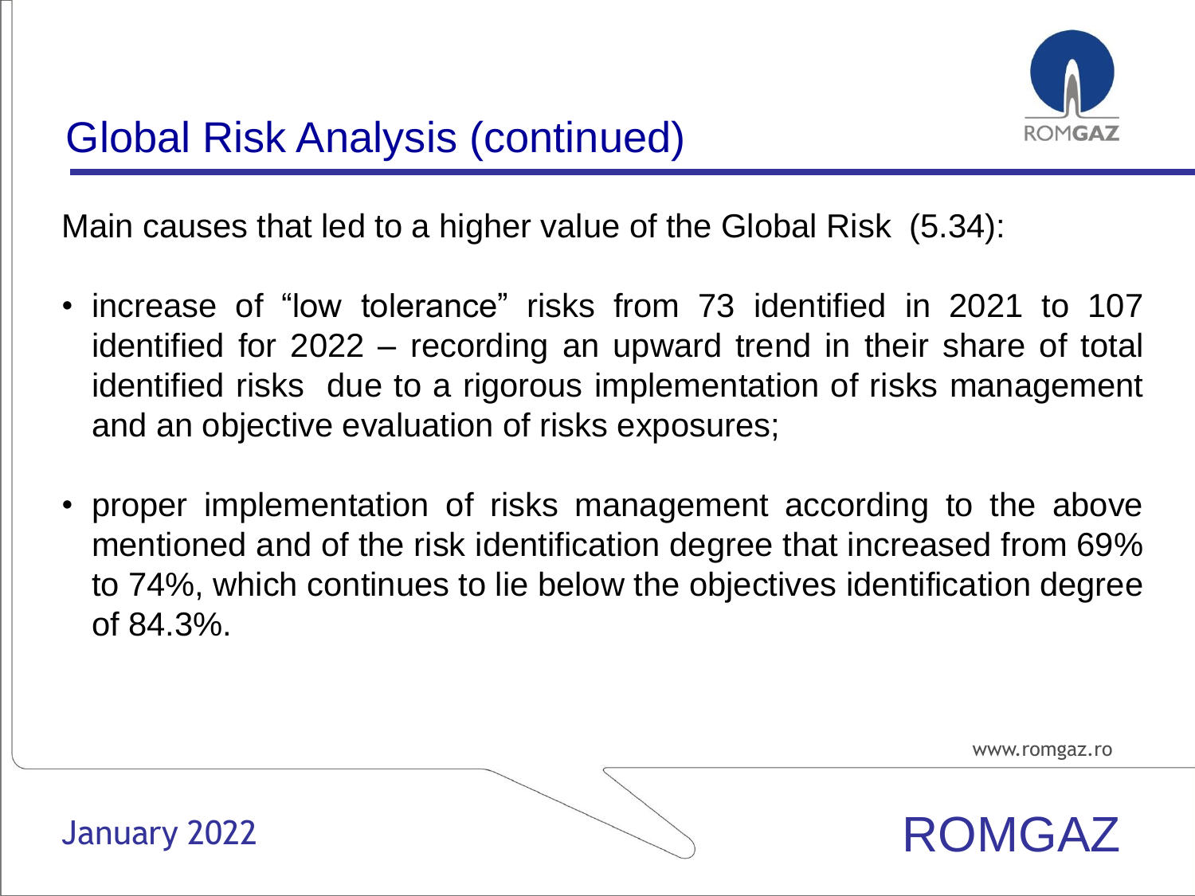# Global Risk Analysis (continued)

Main causes that led to a higher value of the Global Risk (5.34):

- increase of "low tolerance" risks from 73 identified in 2021 to 107 identified for 2022 – recording an upward trend in their share of total identified risks due to a rigorous implementation of risks management and an objective evaluation of risks exposures;
- proper implementation of risks management according to the above mentioned and of the risk identification degree that increased from 69% to 74%, which continues to lie below the objectives identification degree of 84.3%.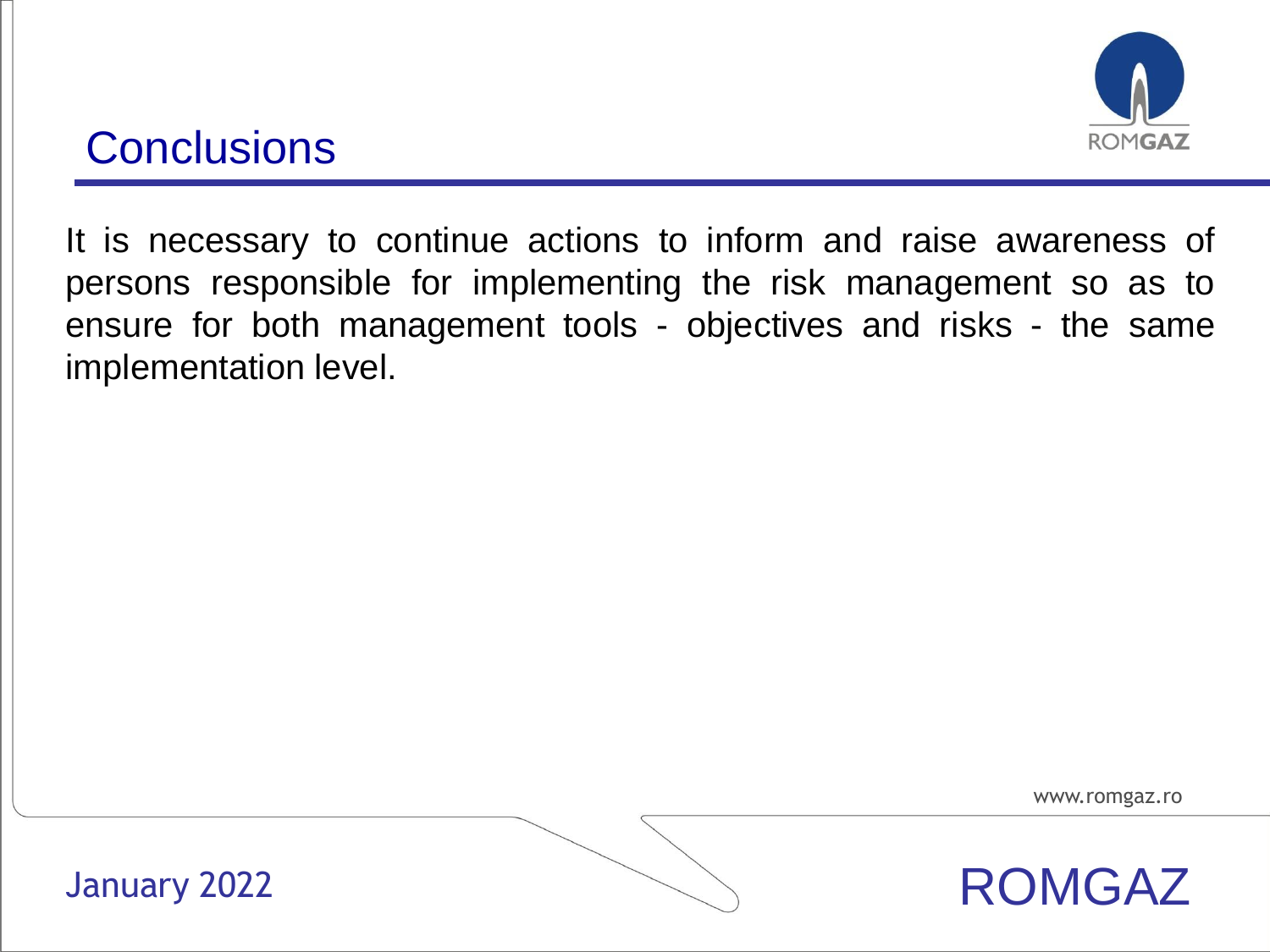# Conclusions

It is necessary to continue actions to inform and raise awareness of persons responsible for implementing the risk management so as to ensure for both management tools - objectives and risks - the same implementation level.